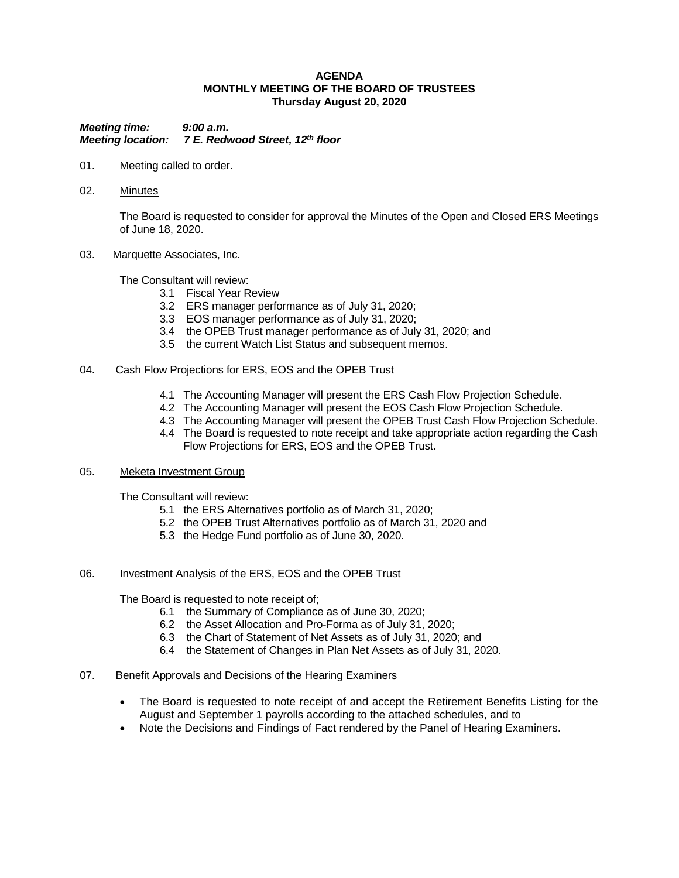**AGENDA**
**MONTHLY MEETING OF THE BOARD OF TRUSTEES**
**Thursday August 20, 2020**

***Meeting time: 9:00 a.m.***
***Meeting location: 7 E. Redwood Street, 12th floor***

01. Meeting called to order.

02. Minutes

    The Board is requested to consider for approval the Minutes of the Open and Closed ERS Meetings of June 18, 2020.

03. Marquette Associates, Inc.

    The Consultant will review:
    - 3.1 Fiscal Year Review
    - 3.2 ERS manager performance as of July 31, 2020;
    - 3.3 EOS manager performance as of July 31, 2020;
    - 3.4 the OPEB Trust manager performance as of July 31, 2020; and
    - 3.5 the current Watch List Status and subsequent memos.

04. Cash Flow Projections for ERS, EOS and the OPEB Trust

    - 4.1 The Accounting Manager will present the ERS Cash Flow Projection Schedule.
    - 4.2 The Accounting Manager will present the EOS Cash Flow Projection Schedule.
    - 4.3 The Accounting Manager will present the OPEB Trust Cash Flow Projection Schedule.
    - 4.4 The Board is requested to note receipt and take appropriate action regarding the Cash Flow Projections for ERS, EOS and the OPEB Trust.

05. Meketa Investment Group

    The Consultant will review:
    - 5.1 the ERS Alternatives portfolio as of March 31, 2020;
    - 5.2 the OPEB Trust Alternatives portfolio as of March 31, 2020 and
    - 5.3 the Hedge Fund portfolio as of June 30, 2020.

06. Investment Analysis of the ERS, EOS and the OPEB Trust

    The Board is requested to note receipt of;
    - 6.1 the Summary of Compliance as of June 30, 2020;
    - 6.2 the Asset Allocation and Pro-Forma as of July 31, 2020;
    - 6.3 the Chart of Statement of Net Assets as of July 31, 2020; and
    - 6.4 the Statement of Changes in Plan Net Assets as of July 31, 2020.

07. Benefit Approvals and Decisions of the Hearing Examiners

    - The Board is requested to note receipt of and accept the Retirement Benefits Listing for the August and September 1 payrolls according to the attached schedules, and to
    - Note the Decisions and Findings of Fact rendered by the Panel of Hearing Examiners.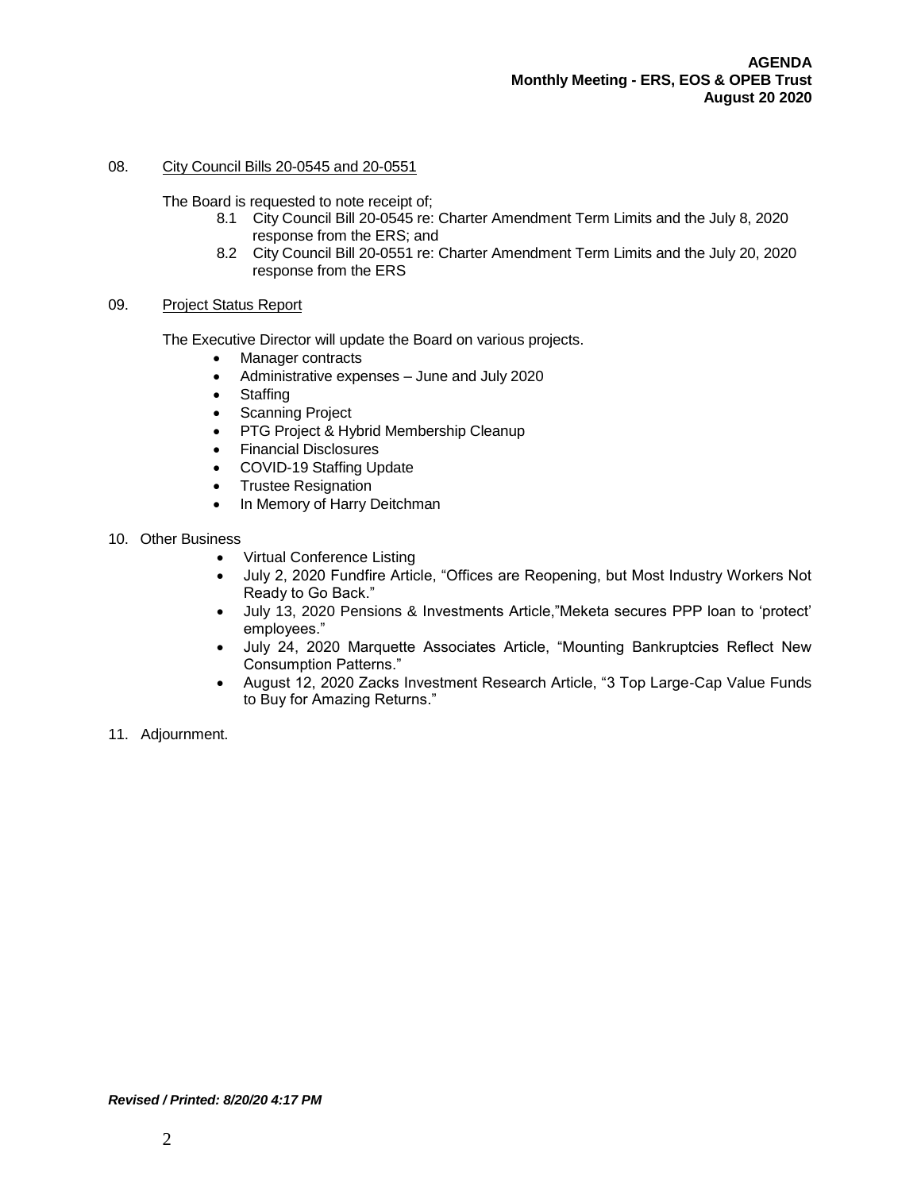08. City Council Bills 20-0545 and 20-0551

The Board is requested to note receipt of;

8.1 City Council Bill 20-0545 re: Charter Amendment Term Limits and the July 8, 2020 response from the ERS; and

8.2 City Council Bill 20-0551 re: Charter Amendment Term Limits and the July 20, 2020 response from the ERS

09. Project Status Report

The Executive Director will update the Board on various projects.

- Manager contracts
- Administrative expenses – June and July 2020
- Staffing
- Scanning Project
- PTG Project & Hybrid Membership Cleanup
- Financial Disclosures
- COVID-19 Staffing Update
- Trustee Resignation
- In Memory of Harry Deitchman

10. Other Business

- Virtual Conference Listing
- July 2, 2020 Fundfire Article, "Offices are Reopening, but Most Industry Workers Not Ready to Go Back."
- July 13, 2020 Pensions & Investments Article,"Meketa secures PPP loan to 'protect' employees."
- July 24, 2020 Marquette Associates Article, "Mounting Bankruptcies Reflect New Consumption Patterns."
- August 12, 2020 Zacks Investment Research Article, "3 Top Large-Cap Value Funds to Buy for Amazing Returns."

11. Adjournment.

***Revised / Printed: 8/20/20 4:17 PM***